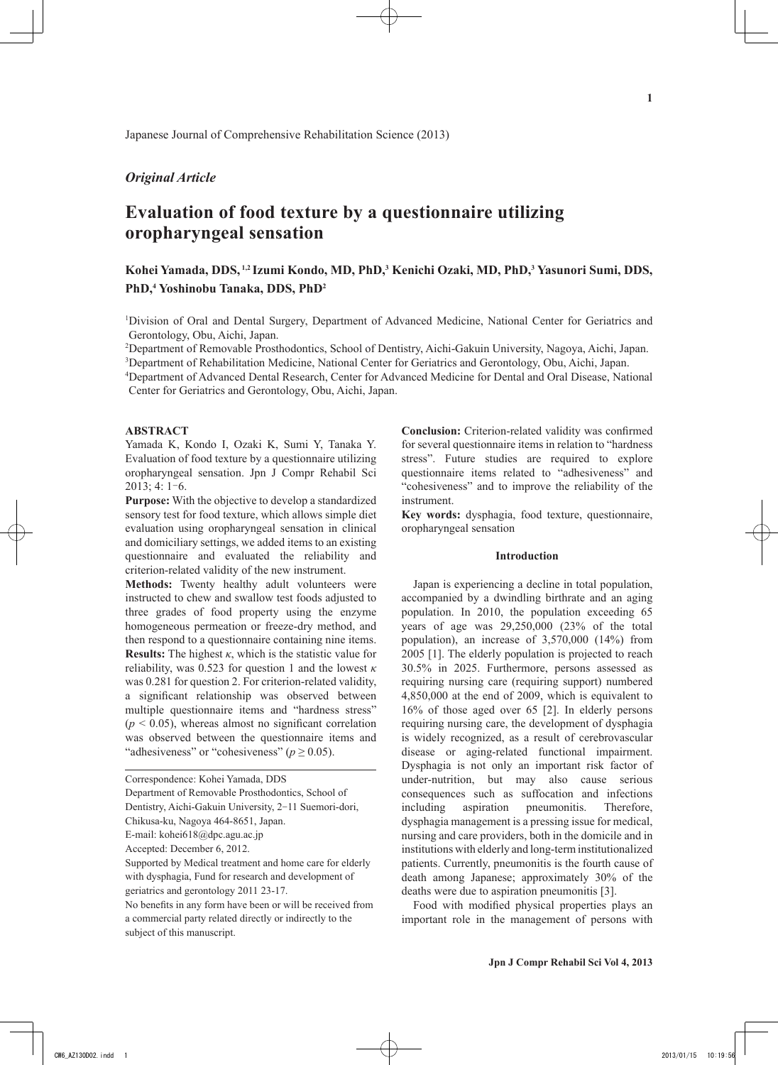Japanese Journal of Comprehensive Rehabilitation Science (2013)

*Original Article*

# Evaluation of food texture by a questionnaire utilizing oropharyngeal sensation

**Kohei Yamada, DDS,[1,2] Izumi Kondo, MD, PhD,[3] Kenichi Ozaki, MD, PhD,[3] Yasunori Sumi, DDS, PhD,[4] Yoshinobu Tanaka, DDS, PhD[2]**

[1]Division of Oral and Dental Surgery, Department of Advanced Medicine, National Center for Geriatrics and Gerontology, Obu, Aichi, Japan.

[2]Department of Removable Prosthodontics, School of Dentistry, Aichi-Gakuin University, Nagoya, Aichi, Japan.

[3]Department of Rehabilitation Medicine, National Center for Geriatrics and Gerontology, Obu, Aichi, Japan.

[4]Department of Advanced Dental Research, Center for Advanced Medicine for Dental and Oral Disease, National Center for Geriatrics and Gerontology, Obu, Aichi, Japan.

## ABSTRACT

Yamada K, Kondo I, Ozaki K, Sumi Y, Tanaka Y. Evaluation of food texture by a questionnaire utilizing oropharyngeal sensation. Jpn J Compr Rehabil Sci 2013; 4: 1-6.

**Purpose:** With the objective to develop a standardized sensory test for food texture, which allows simple diet evaluation using oropharyngeal sensation in clinical and domiciliary settings, we added items to an existing questionnaire and evaluated the reliability and criterion-related validity of the new instrument.

**Methods:** Twenty healthy adult volunteers were instructed to chew and swallow test foods adjusted to three grades of food property using the enzyme homogeneous permeation or freeze-dry method, and then respond to a questionnaire containing nine items.

**Results:** The highest $\kappa$, which is the statistic value for reliability, was 0.523 for question 1 and the lowest $\kappa$ was 0.281 for question 2. For criterion-related validity, a significant relationship was observed between multiple questionnaire items and "hardness stress" ($p < 0.05$), whereas almost no significant correlation was observed between the questionnaire items and "adhesiveness" or "cohesiveness" ($p \geq 0.05$).

**Conclusion:** Criterion-related validity was confirmed for several questionnaire items in relation to "hardness stress". Future studies are required to explore questionnaire items related to "adhesiveness" and "cohesiveness" and to improve the reliability of the instrument.

**Key words:** dysphagia, food texture, questionnaire, oropharyngeal sensation

Correspondence: Kohei Yamada, DDS
Department of Removable Prosthodontics, School of Dentistry, Aichi-Gakuin University, 2-11 Suemori-dori, Chikusa-ku, Nagoya 464-8651, Japan.
E-mail: kohei618@dpc.agu.ac.jp
Accepted: December 6, 2012.
Supported by Medical treatment and home care for elderly with dysphagia, Fund for research and development of geriatrics and gerontology 2011 23-17.
No benefits in any form have been or will be received from a commercial party related directly or indirectly to the subject of this manuscript.

## Introduction

Japan is experiencing a decline in total population, accompanied by a dwindling birthrate and an aging population. In 2010, the population exceeding 65 years of age was 29,250,000 (23% of the total population), an increase of 3,570,000 (14%) from 2005 [1]. The elderly population is projected to reach 30.5% in 2025. Furthermore, persons assessed as requiring nursing care (requiring support) numbered 4,850,000 at the end of 2009, which is equivalent to 16% of those aged over 65 [2]. In elderly persons requiring nursing care, the development of dysphagia is widely recognized, as a result of cerebrovascular disease or aging-related functional impairment. Dysphagia is not only an important risk factor of under-nutrition, but may also cause serious consequences such as suffocation and infections including aspiration pneumonitis. Therefore, dysphagia management is a pressing issue for medical, nursing and care providers, both in the domicile and in institutions with elderly and long-term institutionalized patients. Currently, pneumonitis is the fourth cause of death among Japanese; approximately 30% of the deaths were due to aspiration pneumonitis [3].

Food with modified physical properties plays an important role in the management of persons with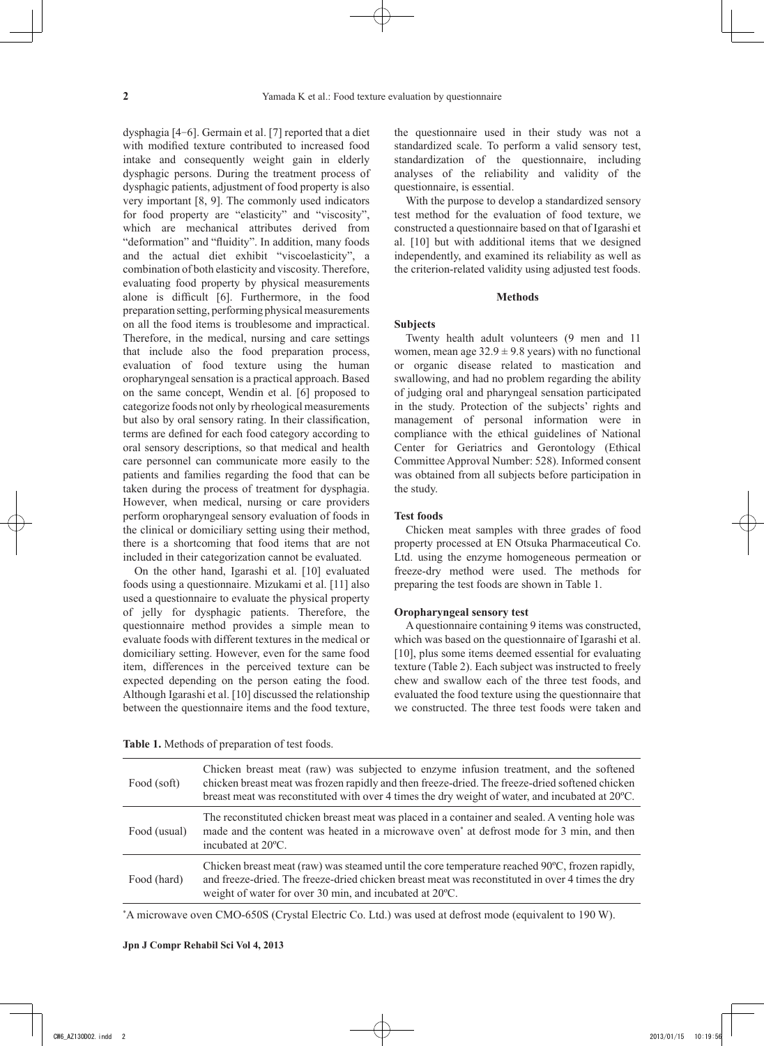dysphagia [4−6]. Germain et al. [7] reported that a diet with modified texture contributed to increased food intake and consequently weight gain in elderly dysphagic persons. During the treatment process of dysphagic patients, adjustment of food property is also very important [8, 9]. The commonly used indicators for food property are "elasticity" and "viscosity", which are mechanical attributes derived from "deformation" and "fluidity". In addition, many foods and the actual diet exhibit "viscoelasticity", a combination of both elasticity and viscosity. Therefore, evaluating food property by physical measurements alone is difficult [6]. Furthermore, in the food preparation setting, performing physical measurements on all the food items is troublesome and impractical. Therefore, in the medical, nursing and care settings that include also the food preparation process, evaluation of food texture using the human oropharyngeal sensation is a practical approach. Based on the same concept, Wendin et al. [6] proposed to categorize foods not only by rheological measurements but also by oral sensory rating. In their classification, terms are defined for each food category according to oral sensory descriptions, so that medical and health care personnel can communicate more easily to the patients and families regarding the food that can be taken during the process of treatment for dysphagia. However, when medical, nursing or care providers perform oropharyngeal sensory evaluation of foods in the clinical or domiciliary setting using their method, there is a shortcoming that food items that are not included in their categorization cannot be evaluated.

On the other hand, Igarashi et al. [10] evaluated foods using a questionnaire. Mizukami et al. [11] also used a questionnaire to evaluate the physical property of jelly for dysphagic patients. Therefore, the questionnaire method provides a simple mean to evaluate foods with different textures in the medical or domiciliary setting. However, even for the same food item, differences in the perceived texture can be expected depending on the person eating the food. Although Igarashi et al. [10] discussed the relationship between the questionnaire items and the food texture, the questionnaire used in their study was not a standardized scale. To perform a valid sensory test, standardization of the questionnaire, including analyses of the reliability and validity of the questionnaire, is essential.

With the purpose to develop a standardized sensory test method for the evaluation of food texture, we constructed a questionnaire based on that of Igarashi et al. [10] but with additional items that we designed independently, and examined its reliability as well as the criterion-related validity using adjusted test foods.

## Methods

### Subjects

Twenty health adult volunteers (9 men and 11 women, mean age 32.9 ± 9.8 years) with no functional or organic disease related to mastication and swallowing, and had no problem regarding the ability of judging oral and pharyngeal sensation participated in the study. Protection of the subjects' rights and management of personal information were in compliance with the ethical guidelines of National Center for Geriatrics and Gerontology (Ethical Committee Approval Number: 528). Informed consent was obtained from all subjects before participation in the study.

### Test foods

Chicken meat samples with three grades of food property processed at EN Otsuka Pharmaceutical Co. Ltd. using the enzyme homogeneous permeation or freeze-dry method were used. The methods for preparing the test foods are shown in Table 1.

### Oropharyngeal sensory test

A questionnaire containing 9 items was constructed, which was based on the questionnaire of Igarashi et al. [10], plus some items deemed essential for evaluating texture (Table 2). Each subject was instructed to freely chew and swallow each of the three test foods, and evaluated the food texture using the questionnaire that we constructed. The three test foods were taken and

**Table 1.** Methods of preparation of test foods.

| | |
|---|---|
| Food (soft) | Chicken breast meat (raw) was subjected to enzyme infusion treatment, and the softened chicken breast meat was frozen rapidly and then freeze-dried. The freeze-dried softened chicken breast meat was reconstituted with over 4 times the dry weight of water, and incubated at 20ºC. |
| Food (usual) | The reconstituted chicken breast meat was placed in a container and sealed. A venting hole was made and the content was heated in a microwave oven* at defrost mode for 3 min, and then incubated at 20ºC. |
| Food (hard) | Chicken breast meat (raw) was steamed until the core temperature reached 90ºC, frozen rapidly, and freeze-dried. The freeze-dried chicken breast meat was reconstituted in over 4 times the dry weight of water for over 30 min, and incubated at 20ºC. |

*A microwave oven CMO-650S (Crystal Electric Co. Ltd.) was used at defrost mode (equivalent to 190 W).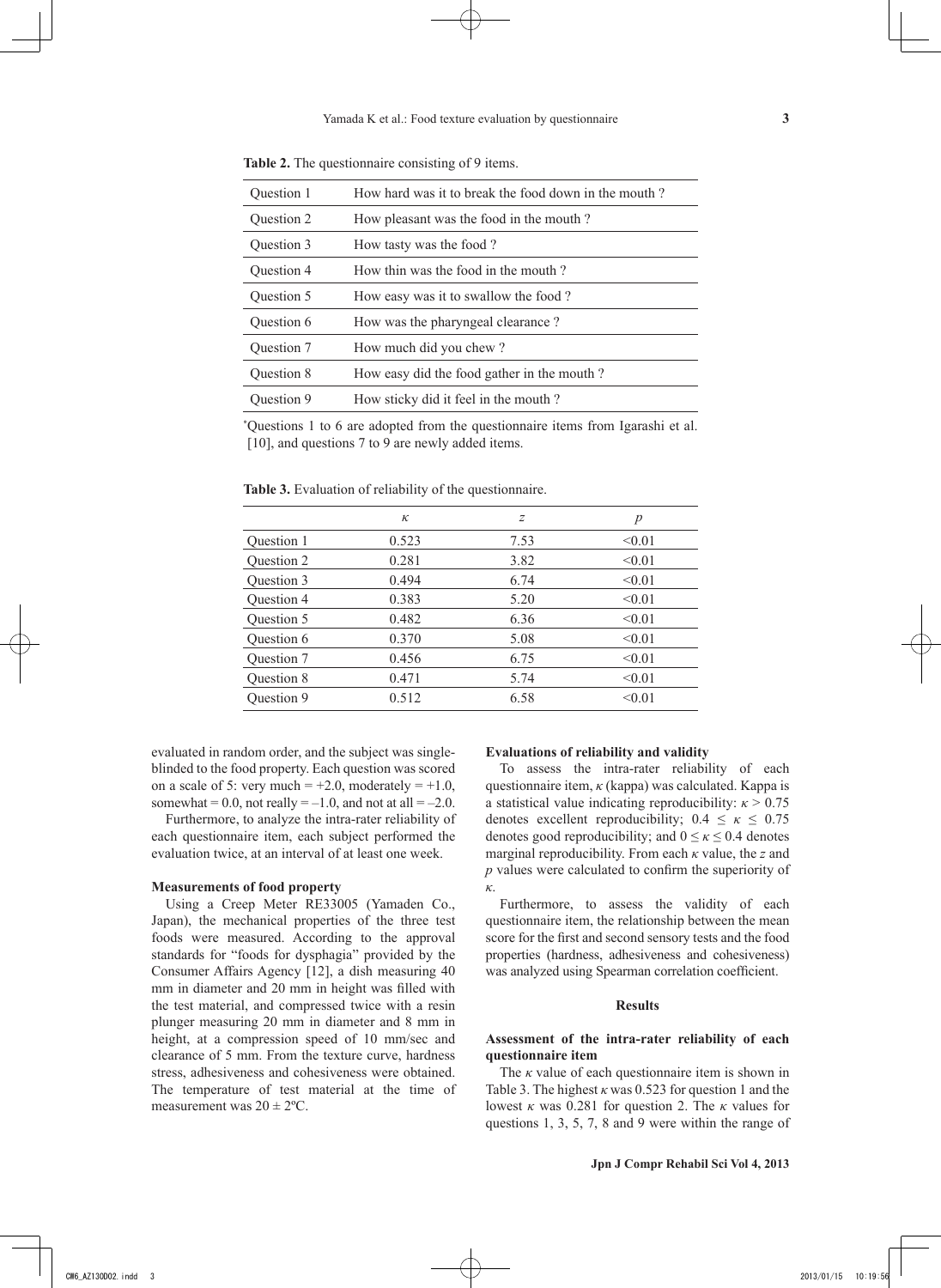**Table 2.** The questionnaire consisting of 9 items.

| | |
|---|---|
| Question 1 | How hard was it to break the food down in the mouth ? |
| Question 2 | How pleasant was the food in the mouth ? |
| Question 3 | How tasty was the food ? |
| Question 4 | How thin was the food in the mouth ? |
| Question 5 | How easy was it to swallow the food ? |
| Question 6 | How was the pharyngeal clearance ? |
| Question 7 | How much did you chew ? |
| Question 8 | How easy did the food gather in the mouth ? |
| Question 9 | How sticky did it feel in the mouth ? |

*Questions 1 to 6 are adopted from the questionnaire items from Igarashi et al. [10], and questions 7 to 9 are newly added items.

**Table 3.** Evaluation of reliability of the questionnaire.

| | $\kappa$ | $z$ | $p$ |
|---|---|---|---|
| Question 1 | 0.523 | 7.53 | <0.01 |
| Question 2 | 0.281 | 3.82 | <0.01 |
| Question 3 | 0.494 | 6.74 | <0.01 |
| Question 4 | 0.383 | 5.20 | <0.01 |
| Question 5 | 0.482 | 6.36 | <0.01 |
| Question 6 | 0.370 | 5.08 | <0.01 |
| Question 7 | 0.456 | 6.75 | <0.01 |
| Question 8 | 0.471 | 5.74 | <0.01 |
| Question 9 | 0.512 | 6.58 | <0.01 |

evaluated in random order, and the subject was single-blinded to the food property. Each question was scored on a scale of 5: very much = +2.0, moderately = +1.0, somewhat = 0.0, not really = –1.0, and not at all = –2.0.

Furthermore, to analyze the intra-rater reliability of each questionnaire item, each subject performed the evaluation twice, at an interval of at least one week.

### Measurements of food property

Using a Creep Meter RE33005 (Yamaden Co., Japan), the mechanical properties of the three test foods were measured. According to the approval standards for "foods for dysphagia" provided by the Consumer Affairs Agency [12], a dish measuring 40 mm in diameter and 20 mm in height was filled with the test material, and compressed twice with a resin plunger measuring 20 mm in diameter and 8 mm in height, at a compression speed of 10 mm/sec and clearance of 5 mm. From the texture curve, hardness stress, adhesiveness and cohesiveness were obtained. The temperature of test material at the time of measurement was 20 ± 2ºC.

### Evaluations of reliability and validity

To assess the intra-rater reliability of each questionnaire item, $\kappa$ (kappa) was calculated. Kappa is a statistical value indicating reproducibility: $\kappa > 0.75$ denotes excellent reproducibility; $0.4 \leq \kappa \leq 0.75$ denotes good reproducibility; and $0 \leq \kappa \leq 0.4$ denotes marginal reproducibility. From each $\kappa$ value, the $z$ and $p$ values were calculated to confirm the superiority of $\kappa$.

Furthermore, to assess the validity of each questionnaire item, the relationship between the mean score for the first and second sensory tests and the food properties (hardness, adhesiveness and cohesiveness) was analyzed using Spearman correlation coefficient.

## Results

### Assessment of the intra-rater reliability of each questionnaire item

The $\kappa$ value of each questionnaire item is shown in Table 3. The highest $\kappa$ was 0.523 for question 1 and the lowest $\kappa$ was 0.281 for question 2. The $\kappa$ values for questions 1, 3, 5, 7, 8 and 9 were within the range of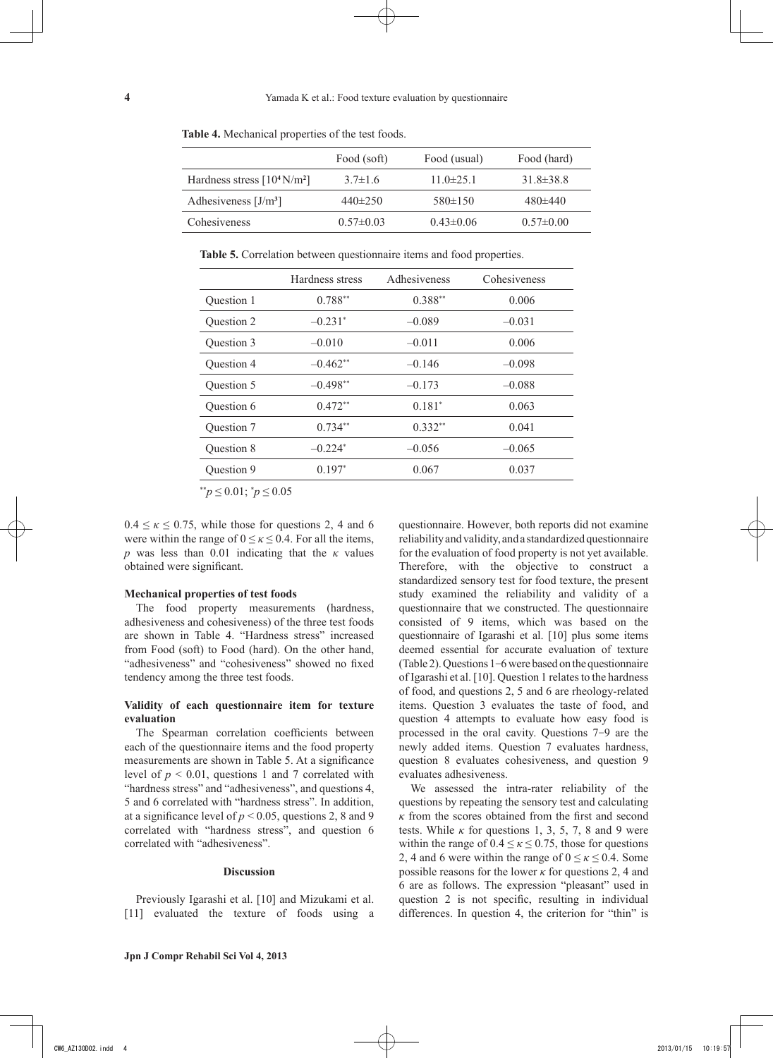**Table 4.** Mechanical properties of the test foods.

| | Food (soft) | Food (usual) | Food (hard) |
|---|---|---|---|
| Hardness stress [$10^4$ N/m²] | 3.7±1.6 | 11.0±25.1 | 31.8±38.8 |
| Adhesiveness [J/m³] | 440±250 | 580±150 | 480±440 |
| Cohesiveness | 0.57±0.03 | 0.43±0.06 | 0.57±0.00 |

**Table 5.** Correlation between questionnaire items and food properties.

| | Hardness stress | Adhesiveness | Cohesiveness |
|---|---|---|---|
| Question 1 | 0.788** | 0.388** | 0.006 |
| Question 2 | –0.231* | –0.089 | –0.031 |
| Question 3 | –0.010 | –0.011 | 0.006 |
| Question 4 | –0.462** | –0.146 | –0.098 |
| Question 5 | –0.498** | –0.173 | –0.088 |
| Question 6 | 0.472** | 0.181* | 0.063 |
| Question 7 | 0.734** | 0.332** | 0.041 |
| Question 8 | –0.224* | –0.056 | –0.065 |
| Question 9 | 0.197* | 0.067 | 0.037 |

**$p \leq 0.01$; *$p \leq 0.05$

$0.4 \leq \kappa \leq 0.75$, while those for questions 2, 4 and 6 were within the range of $0 \leq \kappa \leq 0.4$. For all the items, $p$ was less than 0.01 indicating that the $\kappa$ values obtained were significant.

**Mechanical properties of test foods**

The food property measurements (hardness, adhesiveness and cohesiveness) of the three test foods are shown in Table 4. "Hardness stress" increased from Food (soft) to Food (hard). On the other hand, "adhesiveness" and "cohesiveness" showed no fixed tendency among the three test foods.

**Validity of each questionnaire item for texture evaluation**

The Spearman correlation coefficients between each of the questionnaire items and the food property measurements are shown in Table 5. At a significance level of $p < 0.01$, questions 1 and 7 correlated with "hardness stress" and "adhesiveness", and questions 4, 5 and 6 correlated with "hardness stress". In addition, at a significance level of $p < 0.05$, questions 2, 8 and 9 correlated with "hardness stress", and question 6 correlated with "adhesiveness".

## Discussion

Previously Igarashi et al. [10] and Mizukami et al. [11] evaluated the texture of foods using a questionnaire. However, both reports did not examine reliability and validity, and a standardized questionnaire for the evaluation of food property is not yet available. Therefore, with the objective to construct a standardized sensory test for food texture, the present study examined the reliability and validity of a questionnaire that we constructed. The questionnaire consisted of 9 items, which was based on the questionnaire of Igarashi et al. [10] plus some items deemed essential for accurate evaluation of texture (Table 2). Questions 1–6 were based on the questionnaire of Igarashi et al. [10]. Question 1 relates to the hardness of food, and questions 2, 5 and 6 are rheology-related items. Question 3 evaluates the taste of food, and question 4 attempts to evaluate how easy food is processed in the oral cavity. Questions 7–9 are the newly added items. Question 7 evaluates hardness, question 8 evaluates cohesiveness, and question 9 evaluates adhesiveness.

We assessed the intra-rater reliability of the questions by repeating the sensory test and calculating $\kappa$ from the scores obtained from the first and second tests. While $\kappa$ for questions 1, 3, 5, 7, 8 and 9 were within the range of $0.4 \leq \kappa \leq 0.75$, those for questions 2, 4 and 6 were within the range of $0 \leq \kappa \leq 0.4$. Some possible reasons for the lower $\kappa$ for questions 2, 4 and 6 are as follows. The expression "pleasant" used in question 2 is not specific, resulting in individual differences. In question 4, the criterion for "thin" is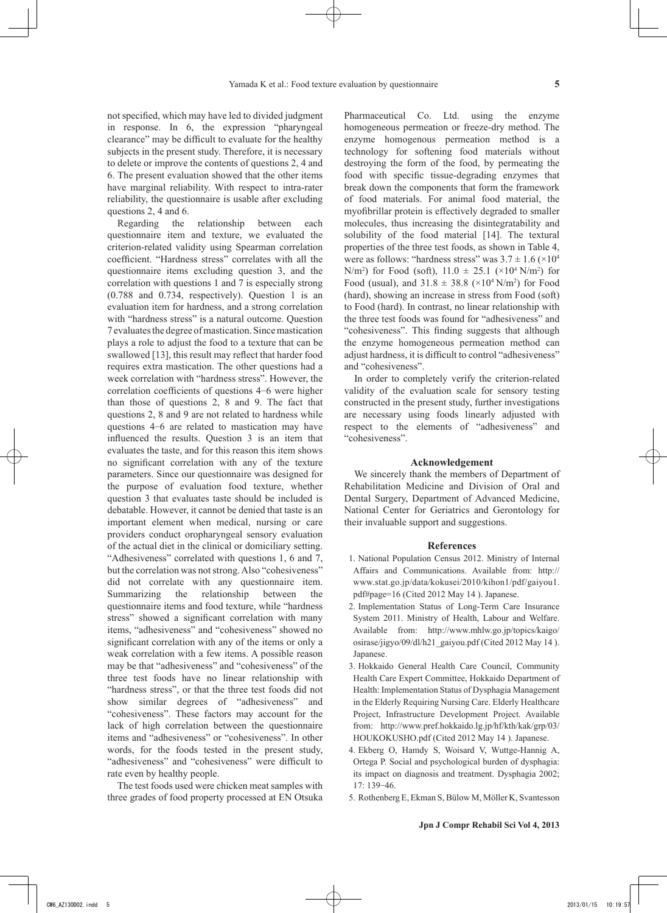not specified, which may have led to divided judgment in response. In 6, the expression "pharyngeal clearance" may be difficult to evaluate for the healthy subjects in the present study. Therefore, it is necessary to delete or improve the contents of questions 2, 4 and 6. The present evaluation showed that the other items have marginal reliability. With respect to intra-rater reliability, the questionnaire is usable after excluding questions 2, 4 and 6.

Regarding the relationship between each questionnaire item and texture, we evaluated the criterion-related validity using Spearman correlation coefficient. "Hardness stress" correlates with all the questionnaire items excluding question 3, and the correlation with questions 1 and 7 is especially strong (0.788 and 0.734, respectively). Question 1 is an evaluation item for hardness, and a strong correlation with "hardness stress" is a natural outcome. Question 7 evaluates the degree of mastication. Since mastication plays a role to adjust the food to a texture that can be swallowed [13], this result may reflect that harder food requires extra mastication. The other questions had a week correlation with "hardness stress". However, the correlation coefficients of questions 4−6 were higher than those of questions 2, 8 and 9. The fact that questions 2, 8 and 9 are not related to hardness while questions 4−6 are related to mastication may have influenced the results. Question 3 is an item that evaluates the taste, and for this reason this item shows no significant correlation with any of the texture parameters. Since our questionnaire was designed for the purpose of evaluation food texture, whether question 3 that evaluates taste should be included is debatable. However, it cannot be denied that taste is an important element when medical, nursing or care providers conduct oropharyngeal sensory evaluation of the actual diet in the clinical or domiciliary setting. "Adhesiveness" correlated with questions 1, 6 and 7, but the correlation was not strong. Also "cohesiveness" did not correlate with any questionnaire item. Summarizing the relationship between the questionnaire items and food texture, while "hardness stress" showed a significant correlation with many items, "adhesiveness" and "cohesiveness" showed no significant correlation with any of the items or only a weak correlation with a few items. A possible reason may be that "adhesiveness" and "cohesiveness" of the three test foods have no linear relationship with "hardness stress", or that the three test foods did not show similar degrees of "adhesiveness" and "cohesiveness". These factors may account for the lack of high correlation between the questionnaire items and "adhesiveness" or "cohesiveness". In other words, for the foods tested in the present study, "adhesiveness" and "cohesiveness" were difficult to rate even by healthy people.

The test foods used were chicken meat samples with three grades of food property processed at EN Otsuka Pharmaceutical Co. Ltd. using the enzyme homogeneous permeation or freeze-dry method. The enzyme homogenous permeation method is a technology for softening food materials without destroying the form of the food, by permeating the food with specific tissue-degrading enzymes that break down the components that form the framework of food materials. For animal food material, the myofibrillar protein is effectively degraded to smaller molecules, thus increasing the disintegratability and solubility of the food material [14]. The textural properties of the three test foods, as shown in Table 4, were as follows: "hardness stress" was $3.7 \pm 1.6$ ($\times 10^4$ N/m$^2$) for Food (soft), $11.0 \pm 25.1$ ($\times 10^4$ N/m$^2$) for Food (usual), and $31.8 \pm 38.8$ ($\times 10^4$ N/m$^2$) for Food (hard), showing an increase in stress from Food (soft) to Food (hard). In contrast, no linear relationship with the three test foods was found for "adhesiveness" and "cohesiveness". This finding suggests that although the enzyme homogeneous permeation method can adjust hardness, it is difficult to control "adhesiveness" and "cohesiveness".

In order to completely verify the criterion-related validity of the evaluation scale for sensory testing constructed in the present study, further investigations are necessary using foods linearly adjusted with respect to the elements of "adhesiveness" and "cohesiveness".

## Acknowledgement

We sincerely thank the members of Department of Rehabilitation Medicine and Division of Oral and Dental Surgery, Department of Advanced Medicine, National Center for Geriatrics and Gerontology for their invaluable support and suggestions.

## References

1. National Population Census 2012. Ministry of Internal Affairs and Communications. Available from: http://www.stat.go.jp/data/kokusei/2010/kihon1/pdf/gaiyou1.pdf#page=16 (Cited 2012 May 14 ). Japanese.
2. Implementation Status of Long-Term Care Insurance System 2011. Ministry of Health, Labour and Welfare. Available from: http://www.mhlw.go.jp/topics/kaigo/osirase/jigyo/09/dl/h21_gaiyou.pdf (Cited 2012 May 14 ). Japanese.
3. Hokkaido General Health Care Council, Community Health Care Expert Committee, Hokkaido Department of Health: Implementation Status of Dysphagia Management in the Elderly Requiring Nursing Care. Elderly Healthcare Project, Infrastructure Development Project. Available from: http://www.pref.hokkaido.lg.jp/hf/kth/kak/grp/03/HOUKOKUSHO.pdf (Cited 2012 May 14 ). Japanese.
4. Ekberg O, Hamdy S, Woisard V, Wuttge-Hannig A, Ortega P. Social and psychological burden of dysphagia: its impact on diagnosis and treatment. Dysphagia 2002; 17: 139−46.
5. Rothenberg E, Ekman S, Bülow M, Möller K, Svantesson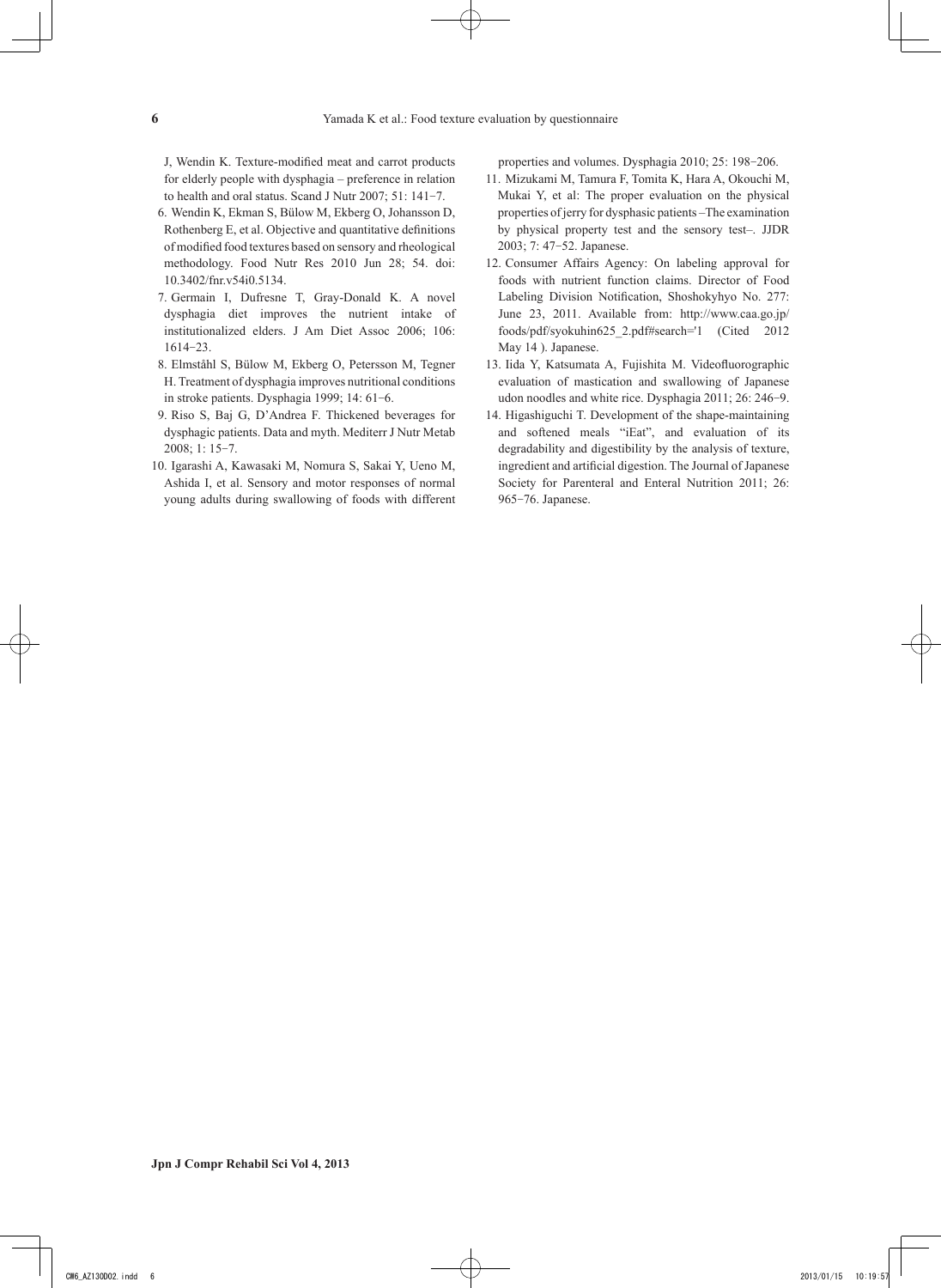J, Wendin K. Texture-modified meat and carrot products for elderly people with dysphagia – preference in relation to health and oral status. Scand J Nutr 2007; 51: 141−7.

6. Wendin K, Ekman S, Bülow M, Ekberg O, Johansson D, Rothenberg E, et al. Objective and quantitative definitions of modified food textures based on sensory and rheological methodology. Food Nutr Res 2010 Jun 28; 54. doi: 10.3402/fnr.v54i0.5134.
7. Germain I, Dufresne T, Gray-Donald K. A novel dysphagia diet improves the nutrient intake of institutionalized elders. J Am Diet Assoc 2006; 106: 1614−23.
8. Elmståhl S, Bülow M, Ekberg O, Petersson M, Tegner H. Treatment of dysphagia improves nutritional conditions in stroke patients. Dysphagia 1999; 14: 61−6.
9. Riso S, Baj G, D'Andrea F. Thickened beverages for dysphagic patients. Data and myth. Mediterr J Nutr Metab 2008; 1: 15−7.
10. Igarashi A, Kawasaki M, Nomura S, Sakai Y, Ueno M, Ashida I, et al. Sensory and motor responses of normal young adults during swallowing of foods with different properties and volumes. Dysphagia 2010; 25: 198−206.
11. Mizukami M, Tamura F, Tomita K, Hara A, Okouchi M, Mukai Y, et al: The proper evaluation on the physical properties of jerry for dysphasic patients –The examination by physical property test and the sensory test–. JJDR 2003; 7: 47−52. Japanese.
12. Consumer Affairs Agency: On labeling approval for foods with nutrient function claims. Director of Food Labeling Division Notification, Shoshokyhyo No. 277: June 23, 2011. Available from: http://www.caa.go.jp/foods/pdf/syokuhin625_2.pdf#search='1 (Cited 2012 May 14 ). Japanese.
13. Iida Y, Katsumata A, Fujishita M. Videofluorographic evaluation of mastication and swallowing of Japanese udon noodles and white rice. Dysphagia 2011; 26: 246−9.
14. Higashiguchi T. Development of the shape-maintaining and softened meals "iEat", and evaluation of its degradability and digestibility by the analysis of texture, ingredient and artificial digestion. The Journal of Japanese Society for Parenteral and Enteral Nutrition 2011; 26: 965−76. Japanese.